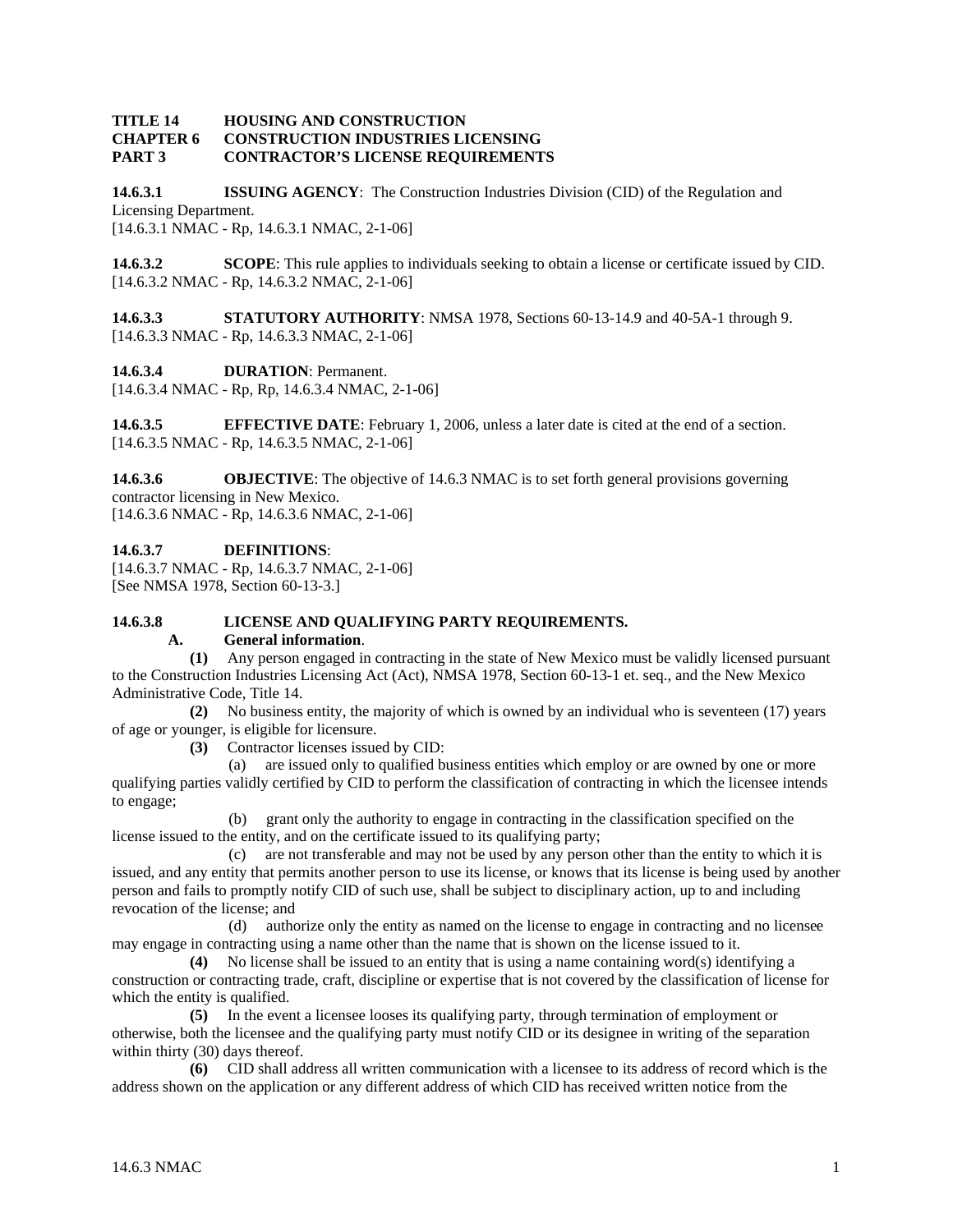**TITLE 14 HOUSING AND CONSTRUCTION**
**CHAPTER 6 CONSTRUCTION INDUSTRIES LICENSING**
**PART 3 CONTRACTOR'S LICENSE REQUIREMENTS**

**14.6.3.1 ISSUING AGENCY**: The Construction Industries Division (CID) of the Regulation and Licensing Department.
[14.6.3.1 NMAC - Rp, 14.6.3.1 NMAC, 2-1-06]

**14.6.3.2 SCOPE**: This rule applies to individuals seeking to obtain a license or certificate issued by CID.
[14.6.3.2 NMAC - Rp, 14.6.3.2 NMAC, 2-1-06]

**14.6.3.3 STATUTORY AUTHORITY**: NMSA 1978, Sections 60-13-14.9 and 40-5A-1 through 9.
[14.6.3.3 NMAC - Rp, 14.6.3.3 NMAC, 2-1-06]

**14.6.3.4 DURATION**: Permanent.
[14.6.3.4 NMAC - Rp, Rp, 14.6.3.4 NMAC, 2-1-06]

**14.6.3.5 EFFECTIVE DATE**: February 1, 2006, unless a later date is cited at the end of a section.
[14.6.3.5 NMAC - Rp, 14.6.3.5 NMAC, 2-1-06]

**14.6.3.6 OBJECTIVE**: The objective of 14.6.3 NMAC is to set forth general provisions governing contractor licensing in New Mexico.
[14.6.3.6 NMAC - Rp, 14.6.3.6 NMAC, 2-1-06]

**14.6.3.7 DEFINITIONS**:
[14.6.3.7 NMAC - Rp, 14.6.3.7 NMAC, 2-1-06]
[See NMSA 1978, Section 60-13-3.]

**14.6.3.8 LICENSE AND QUALIFYING PARTY REQUIREMENTS.**

**A. General information**.

**(1)** Any person engaged in contracting in the state of New Mexico must be validly licensed pursuant to the Construction Industries Licensing Act (Act), NMSA 1978, Section 60-13-1 et. seq., and the New Mexico Administrative Code, Title 14.

**(2)** No business entity, the majority of which is owned by an individual who is seventeen (17) years of age or younger, is eligible for licensure.

**(3)** Contractor licenses issued by CID:

(a) are issued only to qualified business entities which employ or are owned by one or more qualifying parties validly certified by CID to perform the classification of contracting in which the licensee intends to engage;

(b) grant only the authority to engage in contracting in the classification specified on the license issued to the entity, and on the certificate issued to its qualifying party;

(c) are not transferable and may not be used by any person other than the entity to which it is issued, and any entity that permits another person to use its license, or knows that its license is being used by another person and fails to promptly notify CID of such use, shall be subject to disciplinary action, up to and including revocation of the license; and

(d) authorize only the entity as named on the license to engage in contracting and no licensee may engage in contracting using a name other than the name that is shown on the license issued to it.

**(4)** No license shall be issued to an entity that is using a name containing word(s) identifying a construction or contracting trade, craft, discipline or expertise that is not covered by the classification of license for which the entity is qualified.

**(5)** In the event a licensee looses its qualifying party, through termination of employment or otherwise, both the licensee and the qualifying party must notify CID or its designee in writing of the separation within thirty (30) days thereof.

**(6)** CID shall address all written communication with a licensee to its address of record which is the address shown on the application or any different address of which CID has received written notice from the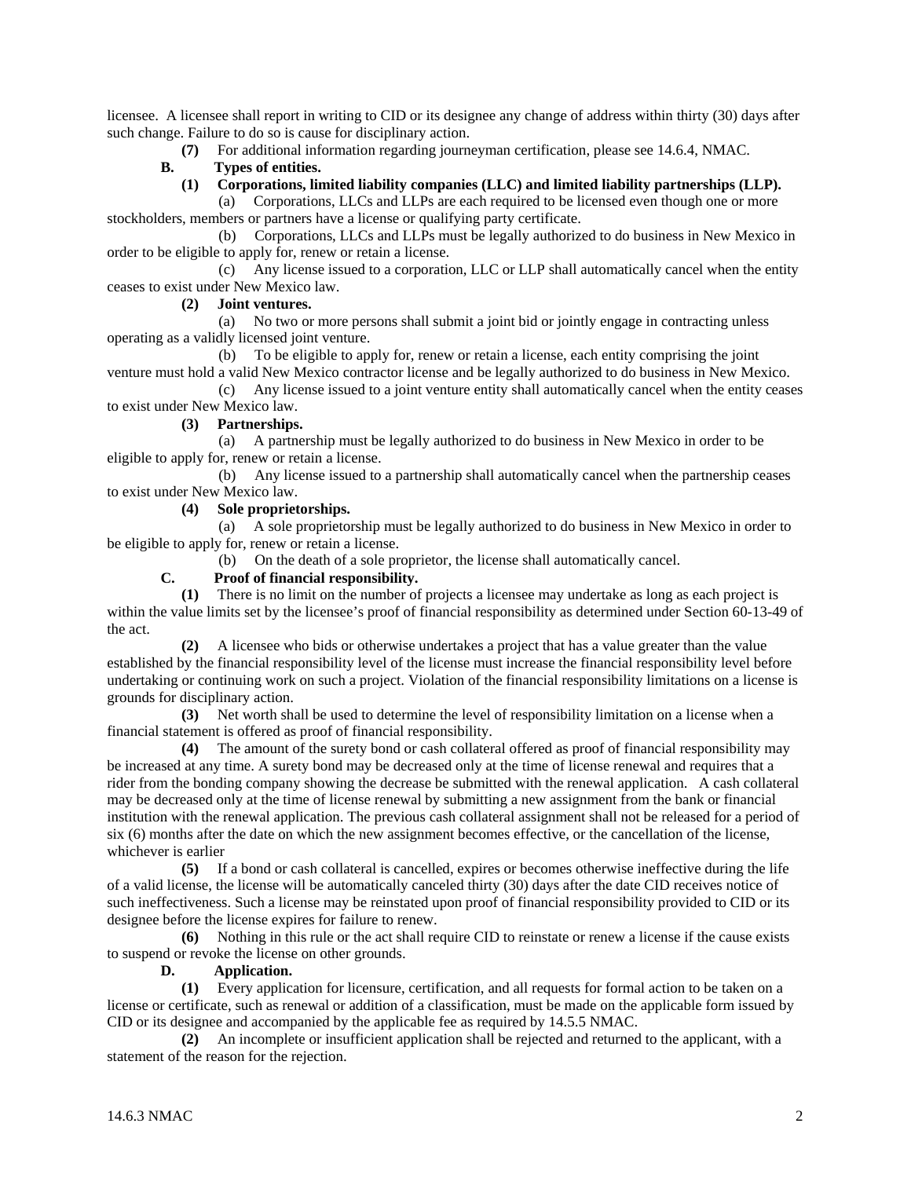licensee. A licensee shall report in writing to CID or its designee any change of address within thirty (30) days after such change. Failure to do so is cause for disciplinary action.

**(7)** For additional information regarding journeyman certification, please see 14.6.4, NMAC.

**B. Types of entities.**

**(1) Corporations, limited liability companies (LLC) and limited liability partnerships (LLP).**

(a) Corporations, LLCs and LLPs are each required to be licensed even though one or more stockholders, members or partners have a license or qualifying party certificate.

(b) Corporations, LLCs and LLPs must be legally authorized to do business in New Mexico in order to be eligible to apply for, renew or retain a license.

(c) Any license issued to a corporation, LLC or LLP shall automatically cancel when the entity ceases to exist under New Mexico law.

**(2) Joint ventures.**

(a) No two or more persons shall submit a joint bid or jointly engage in contracting unless operating as a validly licensed joint venture.

(b) To be eligible to apply for, renew or retain a license, each entity comprising the joint venture must hold a valid New Mexico contractor license and be legally authorized to do business in New Mexico.

(c) Any license issued to a joint venture entity shall automatically cancel when the entity ceases to exist under New Mexico law.

**(3) Partnerships.**

(a) A partnership must be legally authorized to do business in New Mexico in order to be eligible to apply for, renew or retain a license.

(b) Any license issued to a partnership shall automatically cancel when the partnership ceases to exist under New Mexico law.

**(4) Sole proprietorships.**

(a) A sole proprietorship must be legally authorized to do business in New Mexico in order to be eligible to apply for, renew or retain a license.

(b) On the death of a sole proprietor, the license shall automatically cancel.

**C. Proof of financial responsibility.**

**(1)** There is no limit on the number of projects a licensee may undertake as long as each project is within the value limits set by the licensee's proof of financial responsibility as determined under Section 60-13-49 of the act.

**(2)** A licensee who bids or otherwise undertakes a project that has a value greater than the value established by the financial responsibility level of the license must increase the financial responsibility level before undertaking or continuing work on such a project. Violation of the financial responsibility limitations on a license is grounds for disciplinary action.

**(3)** Net worth shall be used to determine the level of responsibility limitation on a license when a financial statement is offered as proof of financial responsibility.

**(4)** The amount of the surety bond or cash collateral offered as proof of financial responsibility may be increased at any time. A surety bond may be decreased only at the time of license renewal and requires that a rider from the bonding company showing the decrease be submitted with the renewal application. A cash collateral may be decreased only at the time of license renewal by submitting a new assignment from the bank or financial institution with the renewal application. The previous cash collateral assignment shall not be released for a period of six (6) months after the date on which the new assignment becomes effective, or the cancellation of the license, whichever is earlier

**(5)** If a bond or cash collateral is cancelled, expires or becomes otherwise ineffective during the life of a valid license, the license will be automatically canceled thirty (30) days after the date CID receives notice of such ineffectiveness. Such a license may be reinstated upon proof of financial responsibility provided to CID or its designee before the license expires for failure to renew.

**(6)** Nothing in this rule or the act shall require CID to reinstate or renew a license if the cause exists to suspend or revoke the license on other grounds.

**D. Application.**

**(1)** Every application for licensure, certification, and all requests for formal action to be taken on a license or certificate, such as renewal or addition of a classification, must be made on the applicable form issued by CID or its designee and accompanied by the applicable fee as required by 14.5.5 NMAC.

**(2)** An incomplete or insufficient application shall be rejected and returned to the applicant, with a statement of the reason for the rejection.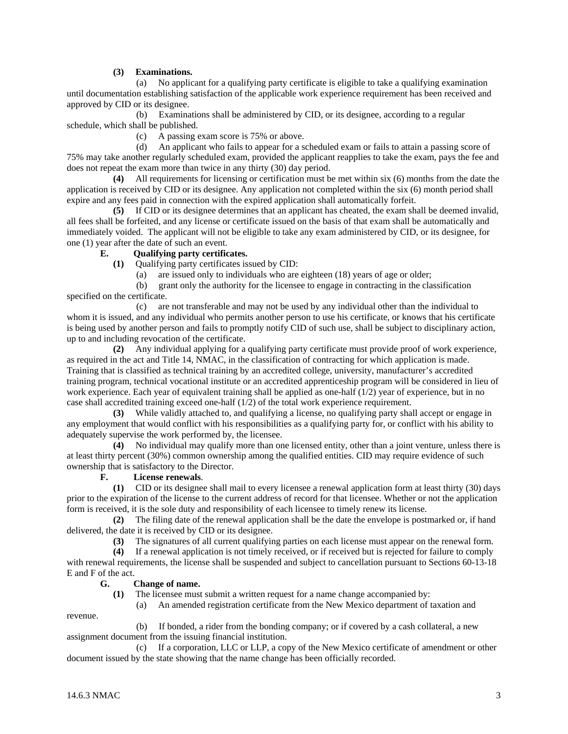**(3) Examinations.**

(a) No applicant for a qualifying party certificate is eligible to take a qualifying examination until documentation establishing satisfaction of the applicable work experience requirement has been received and approved by CID or its designee.

(b) Examinations shall be administered by CID, or its designee, according to a regular schedule, which shall be published.

(c) A passing exam score is 75% or above.

(d) An applicant who fails to appear for a scheduled exam or fails to attain a passing score of 75% may take another regularly scheduled exam, provided the applicant reapplies to take the exam, pays the fee and does not repeat the exam more than twice in any thirty (30) day period.

**(4)** All requirements for licensing or certification must be met within six (6) months from the date the application is received by CID or its designee. Any application not completed within the six (6) month period shall expire and any fees paid in connection with the expired application shall automatically forfeit.

**(5)** If CID or its designee determines that an applicant has cheated, the exam shall be deemed invalid, all fees shall be forfeited, and any license or certificate issued on the basis of that exam shall be automatically and immediately voided. The applicant will not be eligible to take any exam administered by CID, or its designee, for one (1) year after the date of such an event.

**E. Qualifying party certificates.**

**(1)** Qualifying party certificates issued by CID:

(a) are issued only to individuals who are eighteen (18) years of age or older;

(b) grant only the authority for the licensee to engage in contracting in the classification specified on the certificate.

(c) are not transferable and may not be used by any individual other than the individual to whom it is issued, and any individual who permits another person to use his certificate, or knows that his certificate is being used by another person and fails to promptly notify CID of such use, shall be subject to disciplinary action, up to and including revocation of the certificate.

**(2)** Any individual applying for a qualifying party certificate must provide proof of work experience, as required in the act and Title 14, NMAC, in the classification of contracting for which application is made. Training that is classified as technical training by an accredited college, university, manufacturer's accredited training program, technical vocational institute or an accredited apprenticeship program will be considered in lieu of work experience. Each year of equivalent training shall be applied as one-half (1/2) year of experience, but in no case shall accredited training exceed one-half (1/2) of the total work experience requirement.

**(3)** While validly attached to, and qualifying a license, no qualifying party shall accept or engage in any employment that would conflict with his responsibilities as a qualifying party for, or conflict with his ability to adequately supervise the work performed by, the licensee.

**(4)** No individual may qualify more than one licensed entity, other than a joint venture, unless there is at least thirty percent (30%) common ownership among the qualified entities. CID may require evidence of such ownership that is satisfactory to the Director.

**F. License renewals.**

**(1)** CID or its designee shall mail to every licensee a renewal application form at least thirty (30) days prior to the expiration of the license to the current address of record for that licensee. Whether or not the application form is received, it is the sole duty and responsibility of each licensee to timely renew its license.

**(2)** The filing date of the renewal application shall be the date the envelope is postmarked or, if hand delivered, the date it is received by CID or its designee.

**(3)** The signatures of all current qualifying parties on each license must appear on the renewal form.

**(4)** If a renewal application is not timely received, or if received but is rejected for failure to comply with renewal requirements, the license shall be suspended and subject to cancellation pursuant to Sections 60-13-18 E and F of the act.

**G. Change of name.**

**(1)** The licensee must submit a written request for a name change accompanied by:

(a) An amended registration certificate from the New Mexico department of taxation and revenue.

(b) If bonded, a rider from the bonding company; or if covered by a cash collateral, a new assignment document from the issuing financial institution.

(c) If a corporation, LLC or LLP, a copy of the New Mexico certificate of amendment or other document issued by the state showing that the name change has been officially recorded.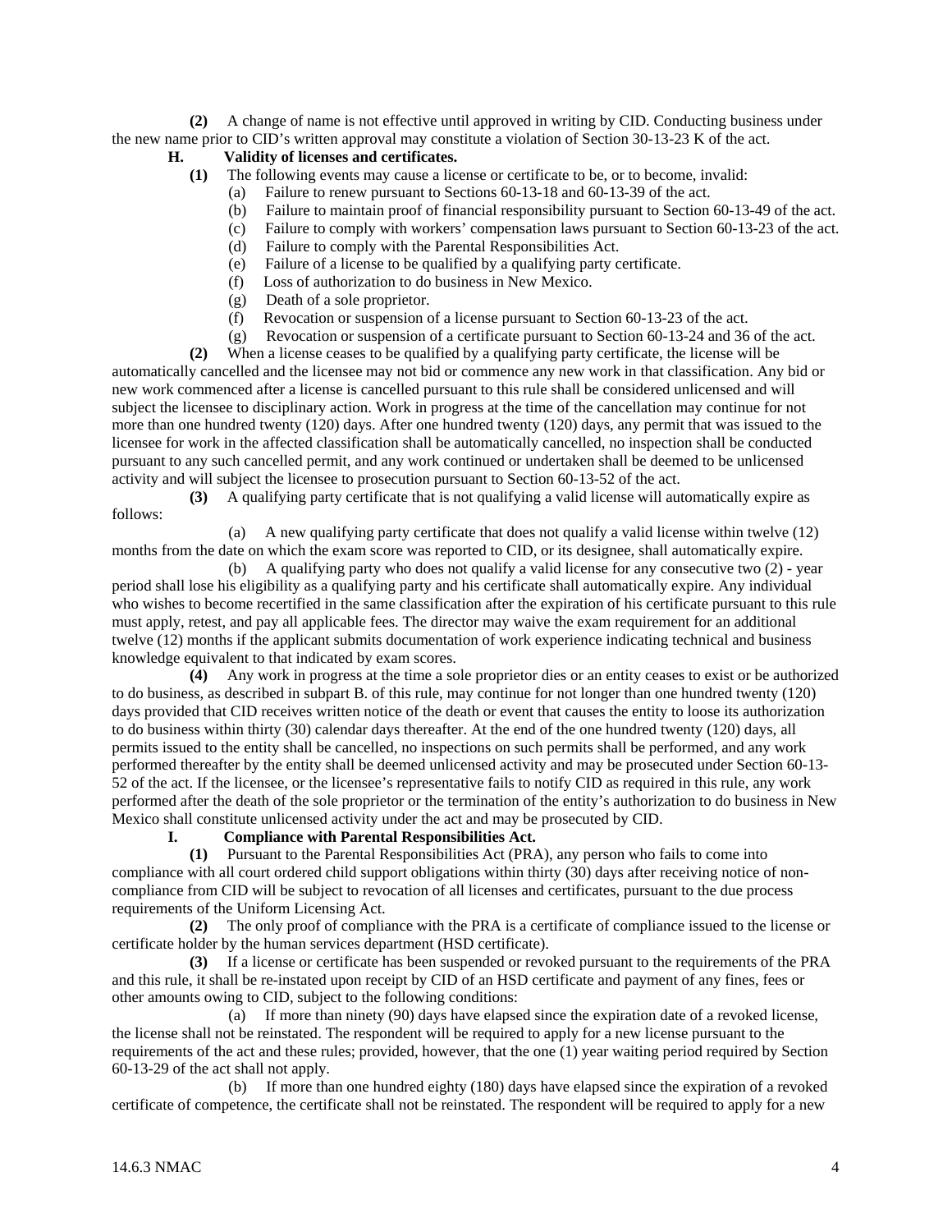**(2)** A change of name is not effective until approved in writing by CID. Conducting business under the new name prior to CID's written approval may constitute a violation of Section 30-13-23 K of the act.

**H. Validity of licenses and certificates.**

**(1)** The following events may cause a license or certificate to be, or to become, invalid:

(a) Failure to renew pursuant to Sections 60-13-18 and 60-13-39 of the act.

(b) Failure to maintain proof of financial responsibility pursuant to Section 60-13-49 of the act.

(c) Failure to comply with workers' compensation laws pursuant to Section 60-13-23 of the act.

(d) Failure to comply with the Parental Responsibilities Act.

(e) Failure of a license to be qualified by a qualifying party certificate.

(f) Loss of authorization to do business in New Mexico.

(g) Death of a sole proprietor.

(f) Revocation or suspension of a license pursuant to Section 60-13-23 of the act.

(g) Revocation or suspension of a certificate pursuant to Section 60-13-24 and 36 of the act.

**(2)** When a license ceases to be qualified by a qualifying party certificate, the license will be automatically cancelled and the licensee may not bid or commence any new work in that classification. Any bid or new work commenced after a license is cancelled pursuant to this rule shall be considered unlicensed and will subject the licensee to disciplinary action. Work in progress at the time of the cancellation may continue for not more than one hundred twenty (120) days. After one hundred twenty (120) days, any permit that was issued to the licensee for work in the affected classification shall be automatically cancelled, no inspection shall be conducted pursuant to any such cancelled permit, and any work continued or undertaken shall be deemed to be unlicensed activity and will subject the licensee to prosecution pursuant to Section 60-13-52 of the act.

**(3)** A qualifying party certificate that is not qualifying a valid license will automatically expire as follows:

(a) A new qualifying party certificate that does not qualify a valid license within twelve (12) months from the date on which the exam score was reported to CID, or its designee, shall automatically expire.

(b) A qualifying party who does not qualify a valid license for any consecutive two (2) - year period shall lose his eligibility as a qualifying party and his certificate shall automatically expire. Any individual who wishes to become recertified in the same classification after the expiration of his certificate pursuant to this rule must apply, retest, and pay all applicable fees. The director may waive the exam requirement for an additional twelve (12) months if the applicant submits documentation of work experience indicating technical and business knowledge equivalent to that indicated by exam scores.

**(4)** Any work in progress at the time a sole proprietor dies or an entity ceases to exist or be authorized to do business, as described in subpart B. of this rule, may continue for not longer than one hundred twenty (120) days provided that CID receives written notice of the death or event that causes the entity to loose its authorization to do business within thirty (30) calendar days thereafter. At the end of the one hundred twenty (120) days, all permits issued to the entity shall be cancelled, no inspections on such permits shall be performed, and any work performed thereafter by the entity shall be deemed unlicensed activity and may be prosecuted under Section 60-13-52 of the act. If the licensee, or the licensee's representative fails to notify CID as required in this rule, any work performed after the death of the sole proprietor or the termination of the entity's authorization to do business in New Mexico shall constitute unlicensed activity under the act and may be prosecuted by CID.

**I. Compliance with Parental Responsibilities Act.**

**(1)** Pursuant to the Parental Responsibilities Act (PRA), any person who fails to come into compliance with all court ordered child support obligations within thirty (30) days after receiving notice of non-compliance from CID will be subject to revocation of all licenses and certificates, pursuant to the due process requirements of the Uniform Licensing Act.

**(2)** The only proof of compliance with the PRA is a certificate of compliance issued to the license or certificate holder by the human services department (HSD certificate).

**(3)** If a license or certificate has been suspended or revoked pursuant to the requirements of the PRA and this rule, it shall be re-instated upon receipt by CID of an HSD certificate and payment of any fines, fees or other amounts owing to CID, subject to the following conditions:

(a) If more than ninety (90) days have elapsed since the expiration date of a revoked license, the license shall not be reinstated. The respondent will be required to apply for a new license pursuant to the requirements of the act and these rules; provided, however, that the one (1) year waiting period required by Section 60-13-29 of the act shall not apply.

(b) If more than one hundred eighty (180) days have elapsed since the expiration of a revoked certificate of competence, the certificate shall not be reinstated. The respondent will be required to apply for a new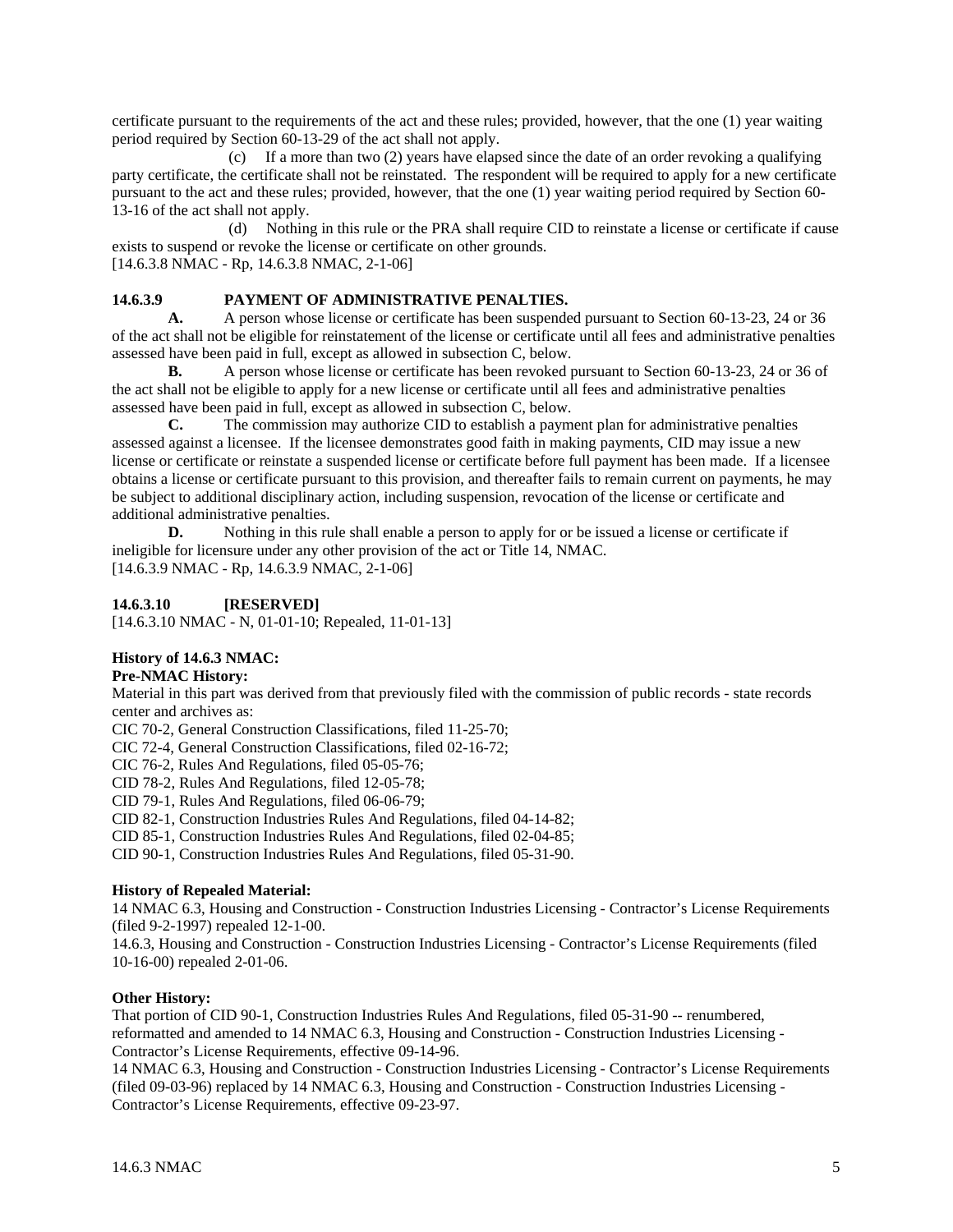certificate pursuant to the requirements of the act and these rules; provided, however, that the one (1) year waiting period required by Section 60-13-29 of the act shall not apply.

(c) If a more than two (2) years have elapsed since the date of an order revoking a qualifying party certificate, the certificate shall not be reinstated. The respondent will be required to apply for a new certificate pursuant to the act and these rules; provided, however, that the one (1) year waiting period required by Section 60-13-16 of the act shall not apply.

(d) Nothing in this rule or the PRA shall require CID to reinstate a license or certificate if cause exists to suspend or revoke the license or certificate on other grounds.

[14.6.3.8 NMAC - Rp, 14.6.3.8 NMAC, 2-1-06]

**14.6.3.9 PAYMENT OF ADMINISTRATIVE PENALTIES.**

**A.** A person whose license or certificate has been suspended pursuant to Section 60-13-23, 24 or 36 of the act shall not be eligible for reinstatement of the license or certificate until all fees and administrative penalties assessed have been paid in full, except as allowed in subsection C, below.

**B.** A person whose license or certificate has been revoked pursuant to Section 60-13-23, 24 or 36 of the act shall not be eligible to apply for a new license or certificate until all fees and administrative penalties assessed have been paid in full, except as allowed in subsection C, below.

**C.** The commission may authorize CID to establish a payment plan for administrative penalties assessed against a licensee. If the licensee demonstrates good faith in making payments, CID may issue a new license or certificate or reinstate a suspended license or certificate before full payment has been made. If a licensee obtains a license or certificate pursuant to this provision, and thereafter fails to remain current on payments, he may be subject to additional disciplinary action, including suspension, revocation of the license or certificate and additional administrative penalties.

**D.** Nothing in this rule shall enable a person to apply for or be issued a license or certificate if ineligible for licensure under any other provision of the act or Title 14, NMAC.

[14.6.3.9 NMAC - Rp, 14.6.3.9 NMAC, 2-1-06]

**14.6.3.10 [RESERVED]**

[14.6.3.10 NMAC - N, 01-01-10; Repealed, 11-01-13]

**History of 14.6.3 NMAC:**

**Pre-NMAC History:**

Material in this part was derived from that previously filed with the commission of public records - state records center and archives as:

CIC 70-2, General Construction Classifications, filed 11-25-70;
CIC 72-4, General Construction Classifications, filed 02-16-72;
CIC 76-2, Rules And Regulations, filed 05-05-76;
CID 78-2, Rules And Regulations, filed 12-05-78;
CID 79-1, Rules And Regulations, filed 06-06-79;
CID 82-1, Construction Industries Rules And Regulations, filed 04-14-82;
CID 85-1, Construction Industries Rules And Regulations, filed 02-04-85;
CID 90-1, Construction Industries Rules And Regulations, filed 05-31-90.

**History of Repealed Material:**

14 NMAC 6.3, Housing and Construction - Construction Industries Licensing - Contractor's License Requirements (filed 9-2-1997) repealed 12-1-00.

14.6.3, Housing and Construction - Construction Industries Licensing - Contractor's License Requirements (filed 10-16-00) repealed 2-01-06.

**Other History:**

That portion of CID 90-1, Construction Industries Rules And Regulations, filed 05-31-90 -- renumbered, reformatted and amended to 14 NMAC 6.3, Housing and Construction - Construction Industries Licensing - Contractor's License Requirements, effective 09-14-96.

14 NMAC 6.3, Housing and Construction - Construction Industries Licensing - Contractor's License Requirements (filed 09-03-96) replaced by 14 NMAC 6.3, Housing and Construction - Construction Industries Licensing - Contractor's License Requirements, effective 09-23-97.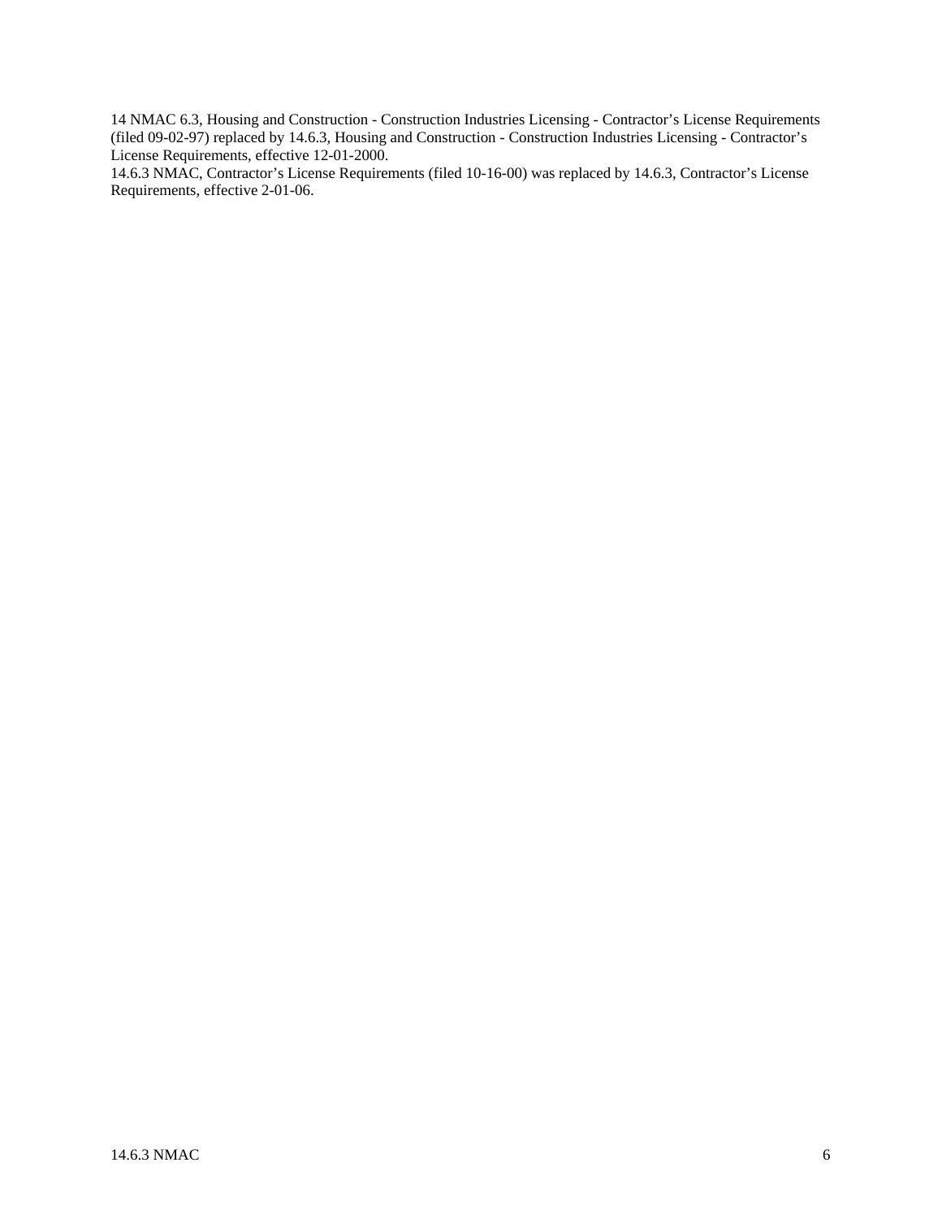14 NMAC 6.3, Housing and Construction - Construction Industries Licensing - Contractor's License Requirements (filed 09-02-97) replaced by 14.6.3, Housing and Construction - Construction Industries Licensing - Contractor's License Requirements, effective 12-01-2000.

14.6.3 NMAC, Contractor's License Requirements (filed 10-16-00) was replaced by 14.6.3, Contractor's License Requirements, effective 2-01-06.